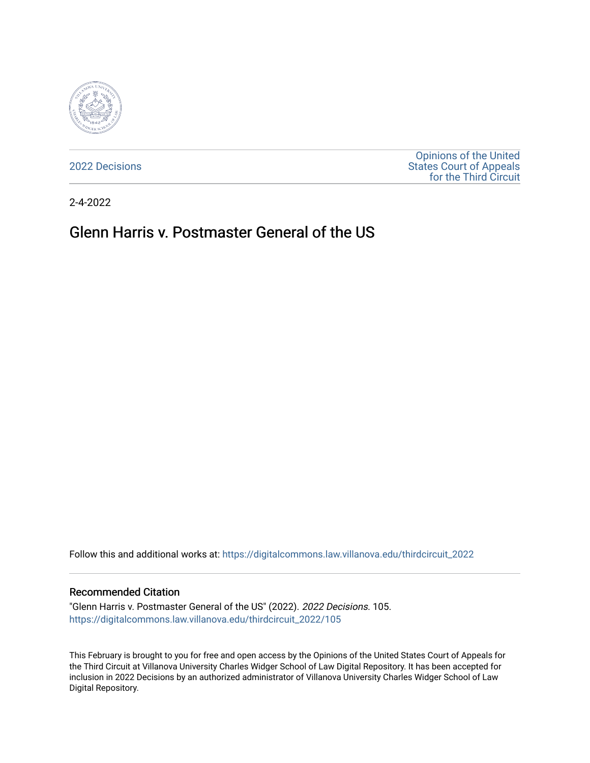2022 Decisions

Opinions of the United States Court of Appeals for the Third Circuit

2-4-2022

# Glenn Harris v. Postmaster General of the US

Follow this and additional works at: https://digitalcommons.law.villanova.edu/thirdcircuit_2022

## Recommended Citation

"Glenn Harris v. Postmaster General of the US" (2022). *2022 Decisions*. 105.
https://digitalcommons.law.villanova.edu/thirdcircuit_2022/105

This February is brought to you for free and open access by the Opinions of the United States Court of Appeals for the Third Circuit at Villanova University Charles Widger School of Law Digital Repository. It has been accepted for inclusion in 2022 Decisions by an authorized administrator of Villanova University Charles Widger School of Law Digital Repository.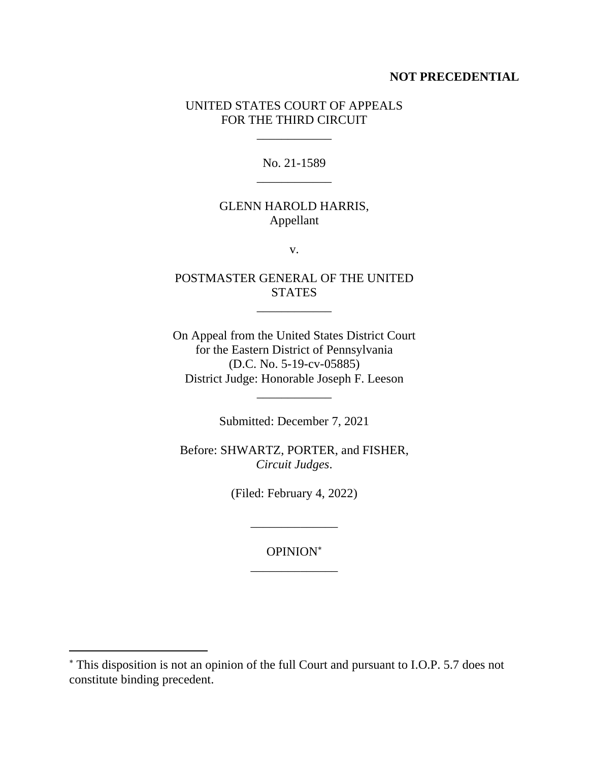**NOT PRECEDENTIAL**

UNITED STATES COURT OF APPEALS
FOR THE THIRD CIRCUIT

\_\_\_\_\_\_\_\_\_\_\_\_

No. 21-1589

\_\_\_\_\_\_\_\_\_\_\_\_

GLENN HAROLD HARRIS,
Appellant

v.

POSTMASTER GENERAL OF THE UNITED STATES

\_\_\_\_\_\_\_\_\_\_\_\_

On Appeal from the United States District Court
for the Eastern District of Pennsylvania
(D.C. No. 5-19-cv-05885)
District Judge: Honorable Joseph F. Leeson

\_\_\_\_\_\_\_\_\_\_\_\_

Submitted: December 7, 2021

Before: SHWARTZ, PORTER, and FISHER, *Circuit Judges*.

(Filed: February 4, 2022)

\_\_\_\_\_\_\_\_\_\_\_\_\_\_

OPINION[*]

\_\_\_\_\_\_\_\_\_\_\_\_\_\_

[*] This disposition is not an opinion of the full Court and pursuant to I.O.P. 5.7 does not constitute binding precedent.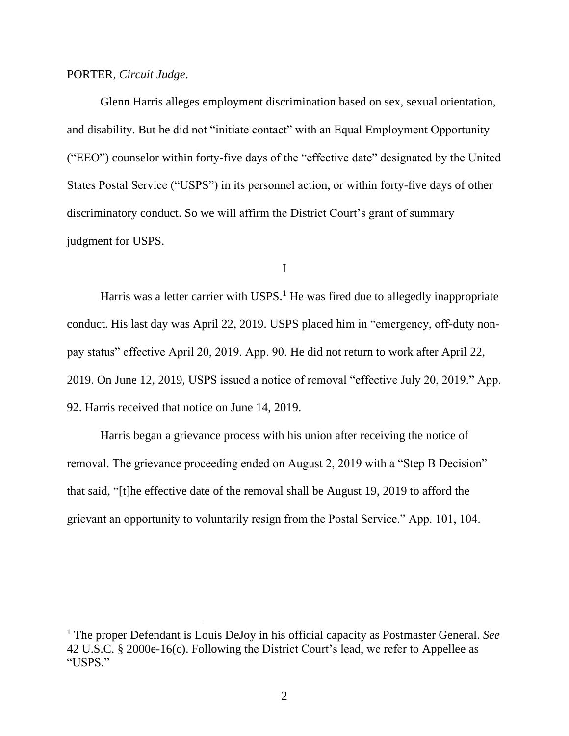PORTER, *Circuit Judge*.

Glenn Harris alleges employment discrimination based on sex, sexual orientation, and disability. But he did not "initiate contact" with an Equal Employment Opportunity ("EEO") counselor within forty-five days of the "effective date" designated by the United States Postal Service ("USPS") in its personnel action, or within forty-five days of other discriminatory conduct. So we will affirm the District Court's grant of summary judgment for USPS.

I

Harris was a letter carrier with USPS.[1] He was fired due to allegedly inappropriate conduct. His last day was April 22, 2019. USPS placed him in "emergency, off-duty non-pay status" effective April 20, 2019. App. 90. He did not return to work after April 22, 2019. On June 12, 2019, USPS issued a notice of removal "effective July 20, 2019." App. 92. Harris received that notice on June 14, 2019.

Harris began a grievance process with his union after receiving the notice of removal. The grievance proceeding ended on August 2, 2019 with a "Step B Decision" that said, "[t]he effective date of the removal shall be August 19, 2019 to afford the grievant an opportunity to voluntarily resign from the Postal Service." App. 101, 104.

---

[1] The proper Defendant is Louis DeJoy in his official capacity as Postmaster General. *See* 42 U.S.C. § 2000e-16(c). Following the District Court's lead, we refer to Appellee as "USPS."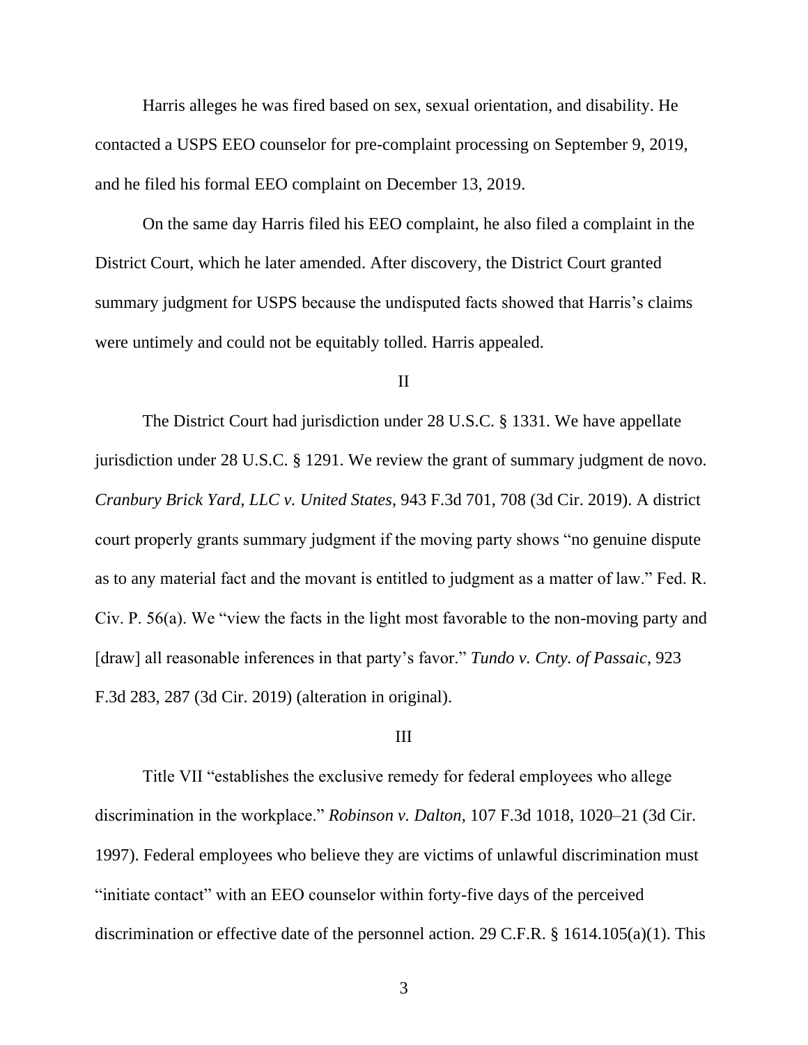Harris alleges he was fired based on sex, sexual orientation, and disability. He contacted a USPS EEO counselor for pre-complaint processing on September 9, 2019, and he filed his formal EEO complaint on December 13, 2019.

On the same day Harris filed his EEO complaint, he also filed a complaint in the District Court, which he later amended. After discovery, the District Court granted summary judgment for USPS because the undisputed facts showed that Harris's claims were untimely and could not be equitably tolled. Harris appealed.

## II

The District Court had jurisdiction under 28 U.S.C. § 1331. We have appellate jurisdiction under 28 U.S.C. § 1291. We review the grant of summary judgment de novo. *Cranbury Brick Yard, LLC v. United States*, 943 F.3d 701, 708 (3d Cir. 2019). A district court properly grants summary judgment if the moving party shows "no genuine dispute as to any material fact and the movant is entitled to judgment as a matter of law." Fed. R. Civ. P. 56(a). We "view the facts in the light most favorable to the non-moving party and [draw] all reasonable inferences in that party's favor." *Tundo v. Cnty. of Passaic*, 923 F.3d 283, 287 (3d Cir. 2019) (alteration in original).

## III

Title VII "establishes the exclusive remedy for federal employees who allege discrimination in the workplace." *Robinson v. Dalton*, 107 F.3d 1018, 1020–21 (3d Cir. 1997). Federal employees who believe they are victims of unlawful discrimination must "initiate contact" with an EEO counselor within forty-five days of the perceived discrimination or effective date of the personnel action. 29 C.F.R. § 1614.105(a)(1). This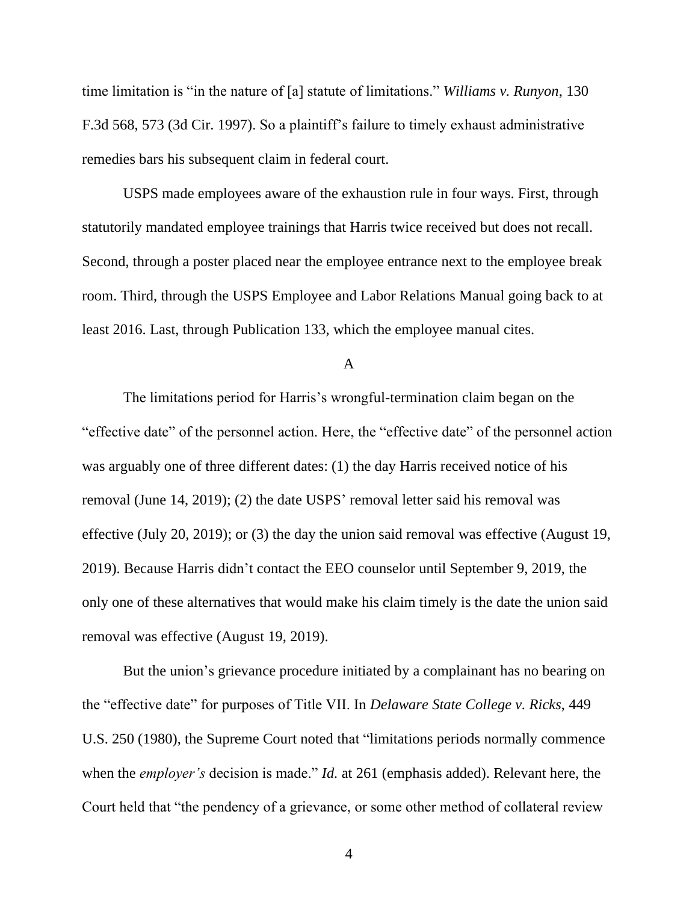time limitation is "in the nature of [a] statute of limitations." *Williams v. Runyon*, 130 F.3d 568, 573 (3d Cir. 1997). So a plaintiff's failure to timely exhaust administrative remedies bars his subsequent claim in federal court.

USPS made employees aware of the exhaustion rule in four ways. First, through statutorily mandated employee trainings that Harris twice received but does not recall. Second, through a poster placed near the employee entrance next to the employee break room. Third, through the USPS Employee and Labor Relations Manual going back to at least 2016. Last, through Publication 133, which the employee manual cites.

### A

The limitations period for Harris's wrongful-termination claim began on the "effective date" of the personnel action. Here, the "effective date" of the personnel action was arguably one of three different dates: (1) the day Harris received notice of his removal (June 14, 2019); (2) the date USPS' removal letter said his removal was effective (July 20, 2019); or (3) the day the union said removal was effective (August 19, 2019). Because Harris didn't contact the EEO counselor until September 9, 2019, the only one of these alternatives that would make his claim timely is the date the union said removal was effective (August 19, 2019).

But the union's grievance procedure initiated by a complainant has no bearing on the "effective date" for purposes of Title VII. In *Delaware State College v. Ricks*, 449 U.S. 250 (1980), the Supreme Court noted that "limitations periods normally commence when the *employer's* decision is made." *Id.* at 261 (emphasis added). Relevant here, the Court held that "the pendency of a grievance, or some other method of collateral review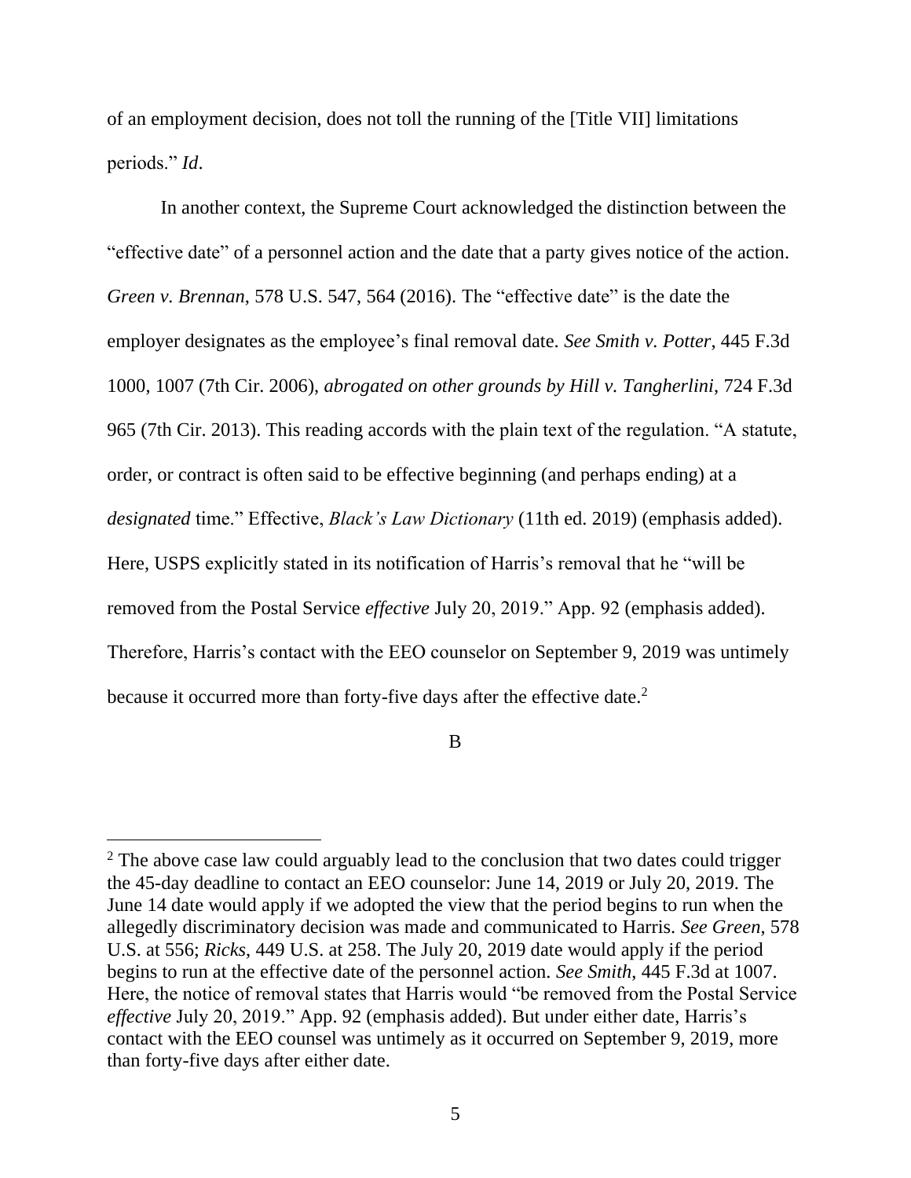of an employment decision, does not toll the running of the [Title VII] limitations periods." *Id*.

In another context, the Supreme Court acknowledged the distinction between the "effective date" of a personnel action and the date that a party gives notice of the action. *Green v. Brennan*, 578 U.S. 547, 564 (2016). The "effective date" is the date the employer designates as the employee's final removal date. *See Smith v. Potter*, 445 F.3d 1000, 1007 (7th Cir. 2006), *abrogated on other grounds by Hill v. Tangherlini*, 724 F.3d 965 (7th Cir. 2013). This reading accords with the plain text of the regulation. "A statute, order, or contract is often said to be effective beginning (and perhaps ending) at a *designated* time." Effective, *Black's Law Dictionary* (11th ed. 2019) (emphasis added). Here, USPS explicitly stated in its notification of Harris's removal that he "will be removed from the Postal Service *effective* July 20, 2019." App. 92 (emphasis added). Therefore, Harris's contact with the EEO counselor on September 9, 2019 was untimely because it occurred more than forty-five days after the effective date.[2]

B

---

[2] The above case law could arguably lead to the conclusion that two dates could trigger the 45-day deadline to contact an EEO counselor: June 14, 2019 or July 20, 2019. The June 14 date would apply if we adopted the view that the period begins to run when the allegedly discriminatory decision was made and communicated to Harris. *See Green*, 578 U.S. at 556; *Ricks*, 449 U.S. at 258. The July 20, 2019 date would apply if the period begins to run at the effective date of the personnel action. *See Smith*, 445 F.3d at 1007. Here, the notice of removal states that Harris would "be removed from the Postal Service *effective* July 20, 2019." App. 92 (emphasis added). But under either date, Harris's contact with the EEO counsel was untimely as it occurred on September 9, 2019, more than forty-five days after either date.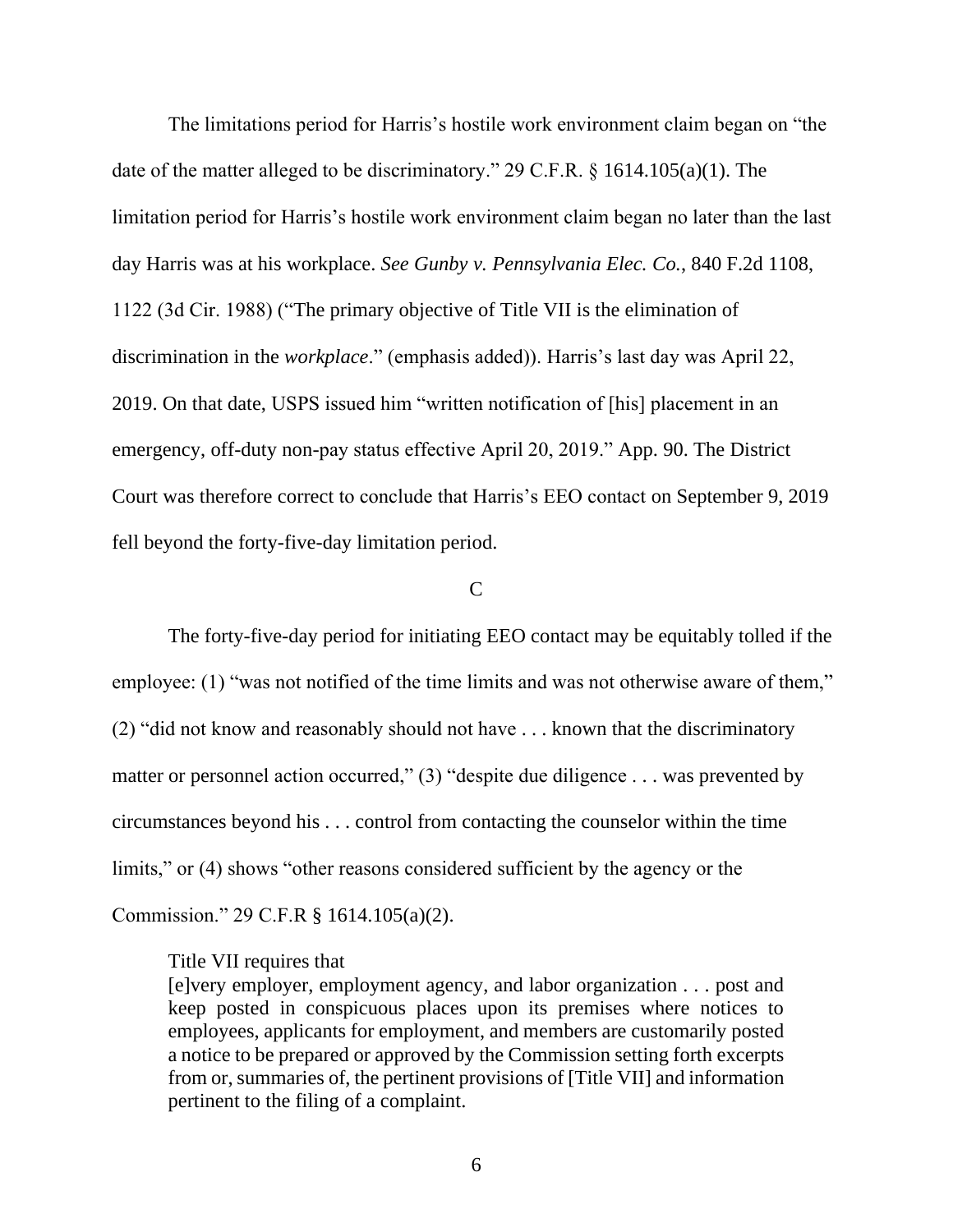The limitations period for Harris's hostile work environment claim began on "the date of the matter alleged to be discriminatory." 29 C.F.R. § 1614.105(a)(1). The limitation period for Harris's hostile work environment claim began no later than the last day Harris was at his workplace. *See Gunby v. Pennsylvania Elec. Co.*, 840 F.2d 1108, 1122 (3d Cir. 1988) ("The primary objective of Title VII is the elimination of discrimination in the *workplace*." (emphasis added)). Harris's last day was April 22, 2019. On that date, USPS issued him "written notification of [his] placement in an emergency, off-duty non-pay status effective April 20, 2019." App. 90. The District Court was therefore correct to conclude that Harris's EEO contact on September 9, 2019 fell beyond the forty-five-day limitation period.

## C

The forty-five-day period for initiating EEO contact may be equitably tolled if the employee: (1) "was not notified of the time limits and was not otherwise aware of them," (2) "did not know and reasonably should not have . . . known that the discriminatory matter or personnel action occurred," (3) "despite due diligence . . . was prevented by circumstances beyond his . . . control from contacting the counselor within the time limits," or (4) shows "other reasons considered sufficient by the agency or the Commission." 29 C.F.R § 1614.105(a)(2).

Title VII requires that

> [e]very employer, employment agency, and labor organization . . . post and keep posted in conspicuous places upon its premises where notices to employees, applicants for employment, and members are customarily posted a notice to be prepared or approved by the Commission setting forth excerpts from or, summaries of, the pertinent provisions of [Title VII] and information pertinent to the filing of a complaint.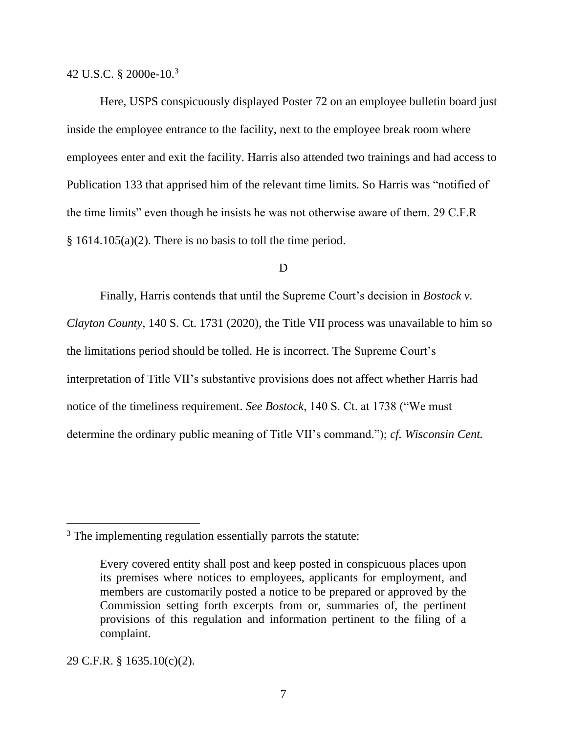42 U.S.C. § 2000e-10.[3]

Here, USPS conspicuously displayed Poster 72 on an employee bulletin board just inside the employee entrance to the facility, next to the employee break room where employees enter and exit the facility. Harris also attended two trainings and had access to Publication 133 that apprised him of the relevant time limits. So Harris was "notified of the time limits" even though he insists he was not otherwise aware of them. 29 C.F.R § 1614.105(a)(2). There is no basis to toll the time period.

D

Finally, Harris contends that until the Supreme Court's decision in *Bostock v. Clayton County*, 140 S. Ct. 1731 (2020), the Title VII process was unavailable to him so the limitations period should be tolled. He is incorrect. The Supreme Court's interpretation of Title VII's substantive provisions does not affect whether Harris had notice of the timeliness requirement. *See Bostock*, 140 S. Ct. at 1738 ("We must determine the ordinary public meaning of Title VII's command."); *cf. Wisconsin Cent.*

---

[3] The implementing regulation essentially parrots the statute:

> Every covered entity shall post and keep posted in conspicuous places upon its premises where notices to employees, applicants for employment, and members are customarily posted a notice to be prepared or approved by the Commission setting forth excerpts from or, summaries of, the pertinent provisions of this regulation and information pertinent to the filing of a complaint.

29 C.F.R. § 1635.10(c)(2).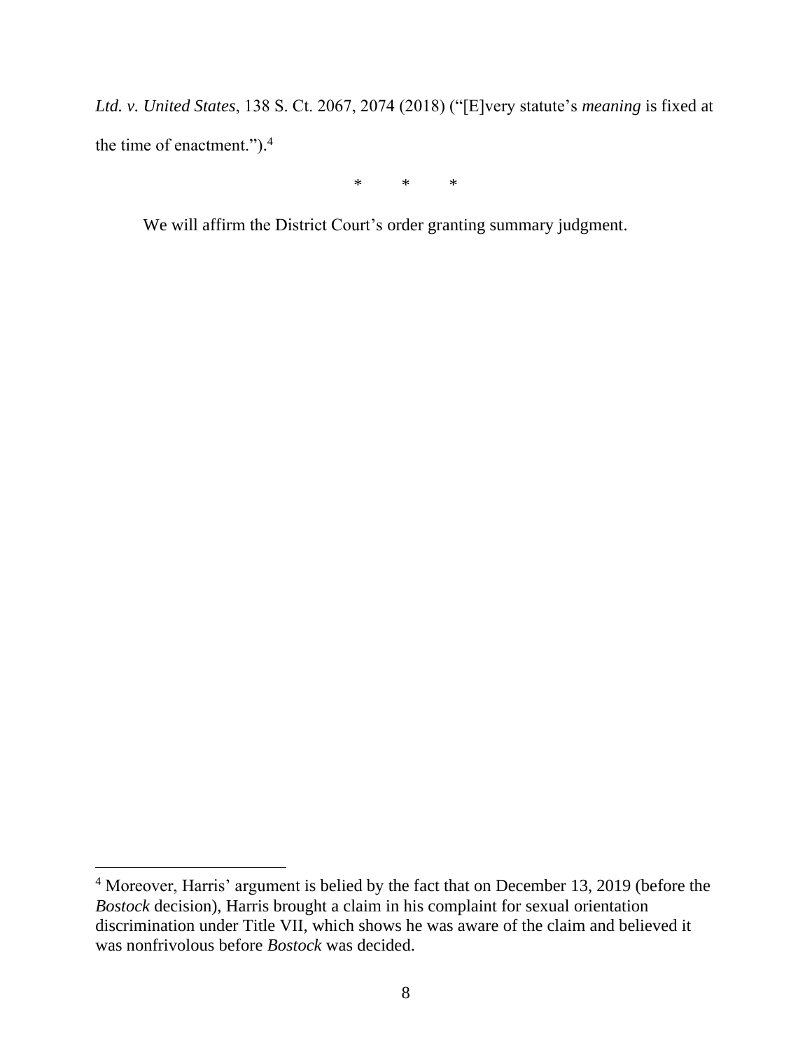*Ltd. v. United States*, 138 S. Ct. 2067, 2074 (2018) ("[E]very statute's *meaning* is fixed at the time of enactment.").[4]

\* \* \*

We will affirm the District Court's order granting summary judgment.

---

[4] Moreover, Harris' argument is belied by the fact that on December 13, 2019 (before the *Bostock* decision), Harris brought a claim in his complaint for sexual orientation discrimination under Title VII, which shows he was aware of the claim and believed it was nonfrivolous before *Bostock* was decided.